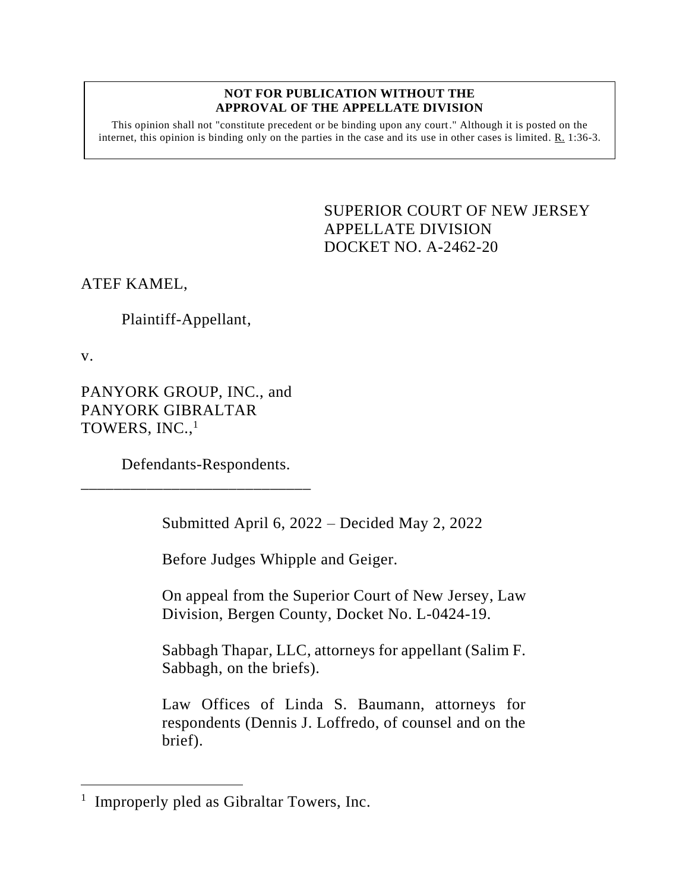**NOT FOR PUBLICATION WITHOUT THE APPROVAL OF THE APPELLATE DIVISION**

This opinion shall not "constitute precedent or be binding upon any court." Although it is posted on the internet, this opinion is binding only on the parties in the case and its use in other cases is limited. R. 1:36-3.

SUPERIOR COURT OF NEW JERSEY
APPELLATE DIVISION
DOCKET NO. A-2462-20

ATEF KAMEL,

Plaintiff-Appellant,

v.

PANYORK GROUP, INC., and PANYORK GIBRALTAR TOWERS, INC.,[1]

Defendants-Respondents.

\_\_\_\_\_\_\_\_\_\_\_\_\_\_\_\_\_\_\_\_\_\_\_\_\_\_\_\_

Submitted April 6, 2022 – Decided May 2, 2022

Before Judges Whipple and Geiger.

On appeal from the Superior Court of New Jersey, Law Division, Bergen County, Docket No. L-0424-19.

Sabbagh Thapar, LLC, attorneys for appellant (Salim F. Sabbagh, on the briefs).

Law Offices of Linda S. Baumann, attorneys for respondents (Dennis J. Loffredo, of counsel and on the brief).

---

[1] Improperly pled as Gibraltar Towers, Inc.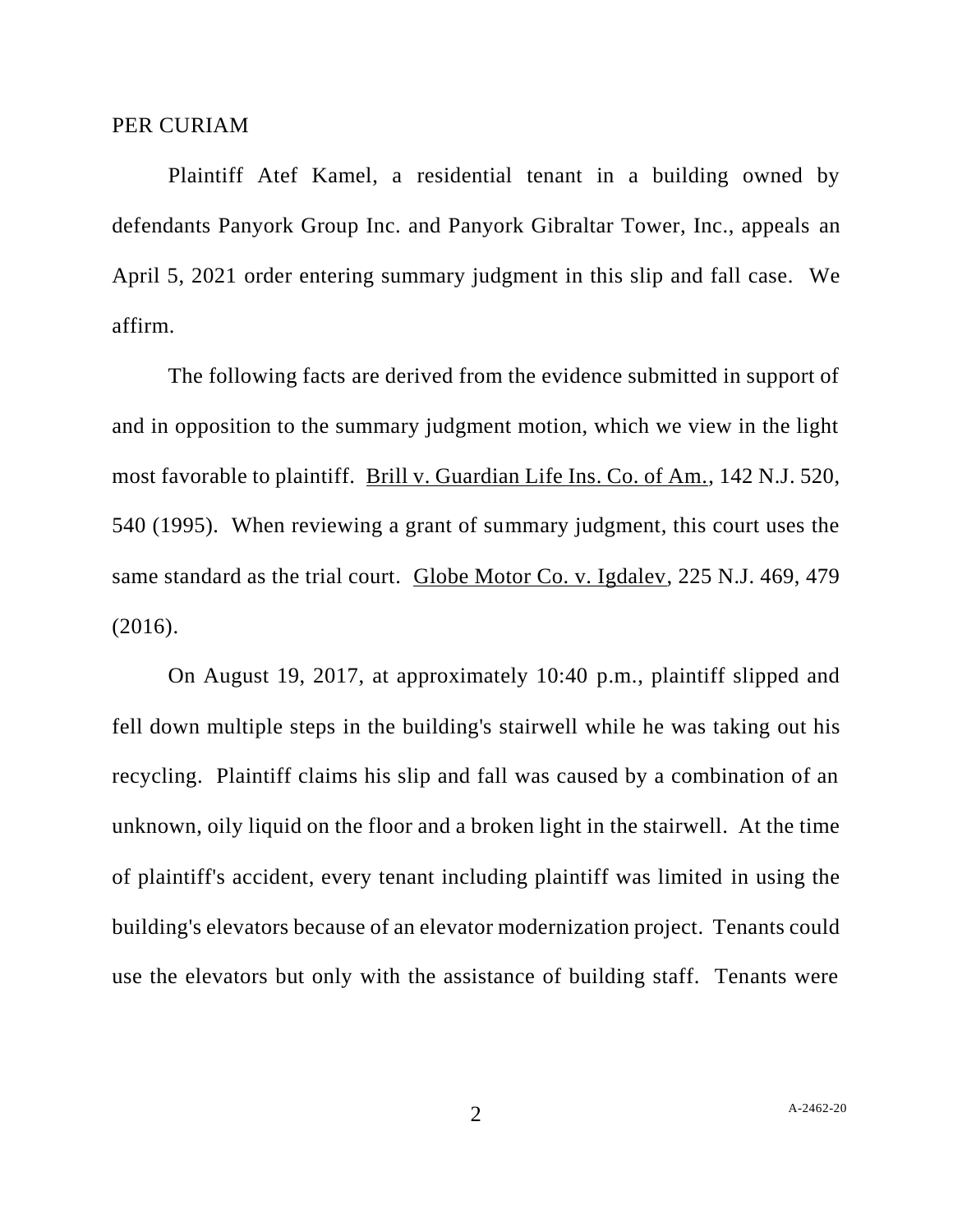PER CURIAM

Plaintiff Atef Kamel, a residential tenant in a building owned by defendants Panyork Group Inc. and Panyork Gibraltar Tower, Inc., appeals an April 5, 2021 order entering summary judgment in this slip and fall case. We affirm.

The following facts are derived from the evidence submitted in support of and in opposition to the summary judgment motion, which we view in the light most favorable to plaintiff. Brill v. Guardian Life Ins. Co. of Am., 142 N.J. 520, 540 (1995). When reviewing a grant of summary judgment, this court uses the same standard as the trial court. Globe Motor Co. v. Igdalev, 225 N.J. 469, 479 (2016).

On August 19, 2017, at approximately 10:40 p.m., plaintiff slipped and fell down multiple steps in the building's stairwell while he was taking out his recycling. Plaintiff claims his slip and fall was caused by a combination of an unknown, oily liquid on the floor and a broken light in the stairwell. At the time of plaintiff's accident, every tenant including plaintiff was limited in using the building's elevators because of an elevator modernization project. Tenants could use the elevators but only with the assistance of building staff. Tenants were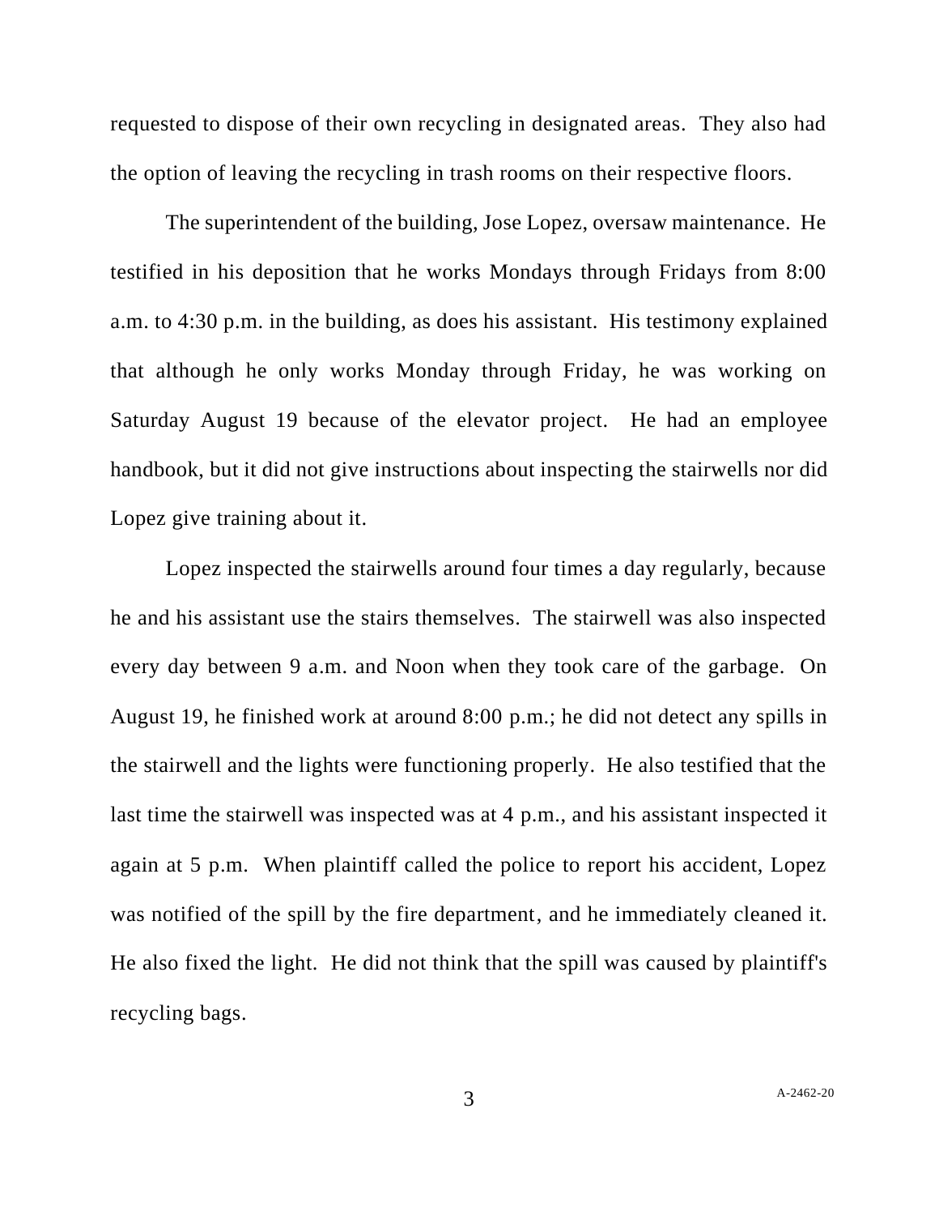requested to dispose of their own recycling in designated areas. They also had the option of leaving the recycling in trash rooms on their respective floors.

The superintendent of the building, Jose Lopez, oversaw maintenance. He testified in his deposition that he works Mondays through Fridays from 8:00 a.m. to 4:30 p.m. in the building, as does his assistant. His testimony explained that although he only works Monday through Friday, he was working on Saturday August 19 because of the elevator project. He had an employee handbook, but it did not give instructions about inspecting the stairwells nor did Lopez give training about it.

Lopez inspected the stairwells around four times a day regularly, because he and his assistant use the stairs themselves. The stairwell was also inspected every day between 9 a.m. and Noon when they took care of the garbage. On August 19, he finished work at around 8:00 p.m.; he did not detect any spills in the stairwell and the lights were functioning properly. He also testified that the last time the stairwell was inspected was at 4 p.m., and his assistant inspected it again at 5 p.m. When plaintiff called the police to report his accident, Lopez was notified of the spill by the fire department, and he immediately cleaned it. He also fixed the light. He did not think that the spill was caused by plaintiff's recycling bags.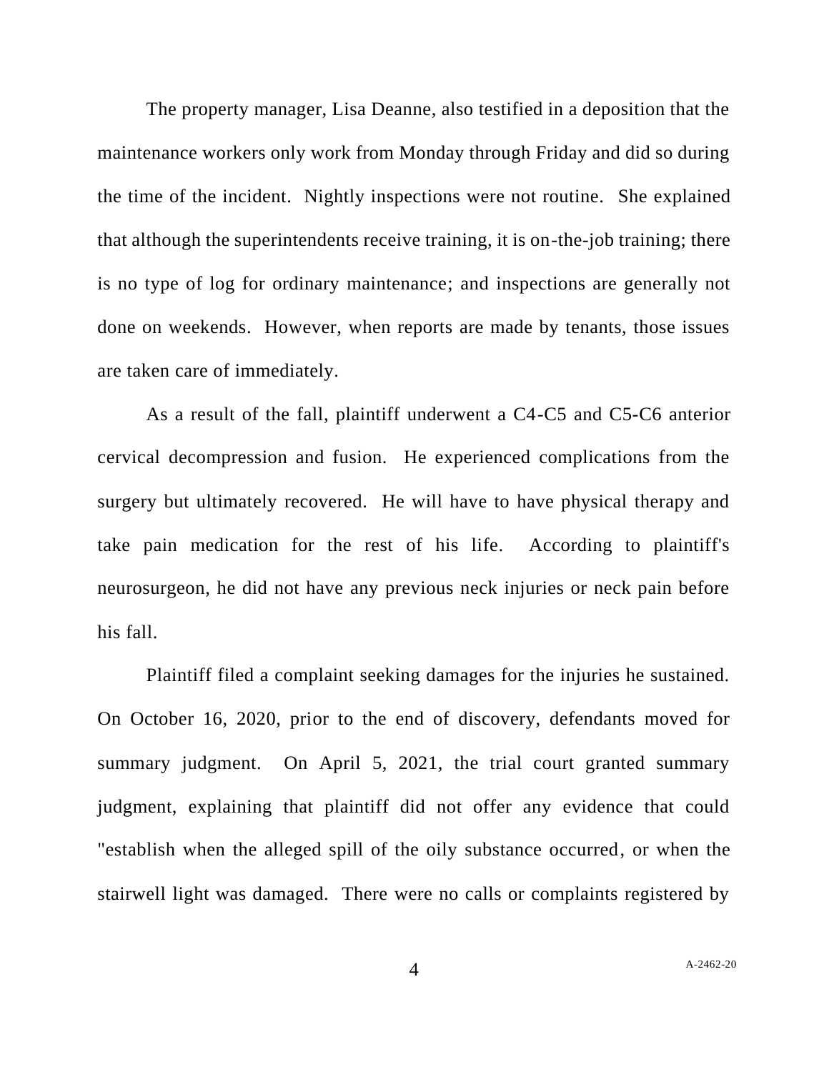The property manager, Lisa Deanne, also testified in a deposition that the maintenance workers only work from Monday through Friday and did so during the time of the incident. Nightly inspections were not routine. She explained that although the superintendents receive training, it is on-the-job training; there is no type of log for ordinary maintenance; and inspections are generally not done on weekends. However, when reports are made by tenants, those issues are taken care of immediately.

As a result of the fall, plaintiff underwent a C4-C5 and C5-C6 anterior cervical decompression and fusion. He experienced complications from the surgery but ultimately recovered. He will have to have physical therapy and take pain medication for the rest of his life. According to plaintiff's neurosurgeon, he did not have any previous neck injuries or neck pain before his fall.

Plaintiff filed a complaint seeking damages for the injuries he sustained. On October 16, 2020, prior to the end of discovery, defendants moved for summary judgment. On April 5, 2021, the trial court granted summary judgment, explaining that plaintiff did not offer any evidence that could "establish when the alleged spill of the oily substance occurred, or when the stairwell light was damaged. There were no calls or complaints registered by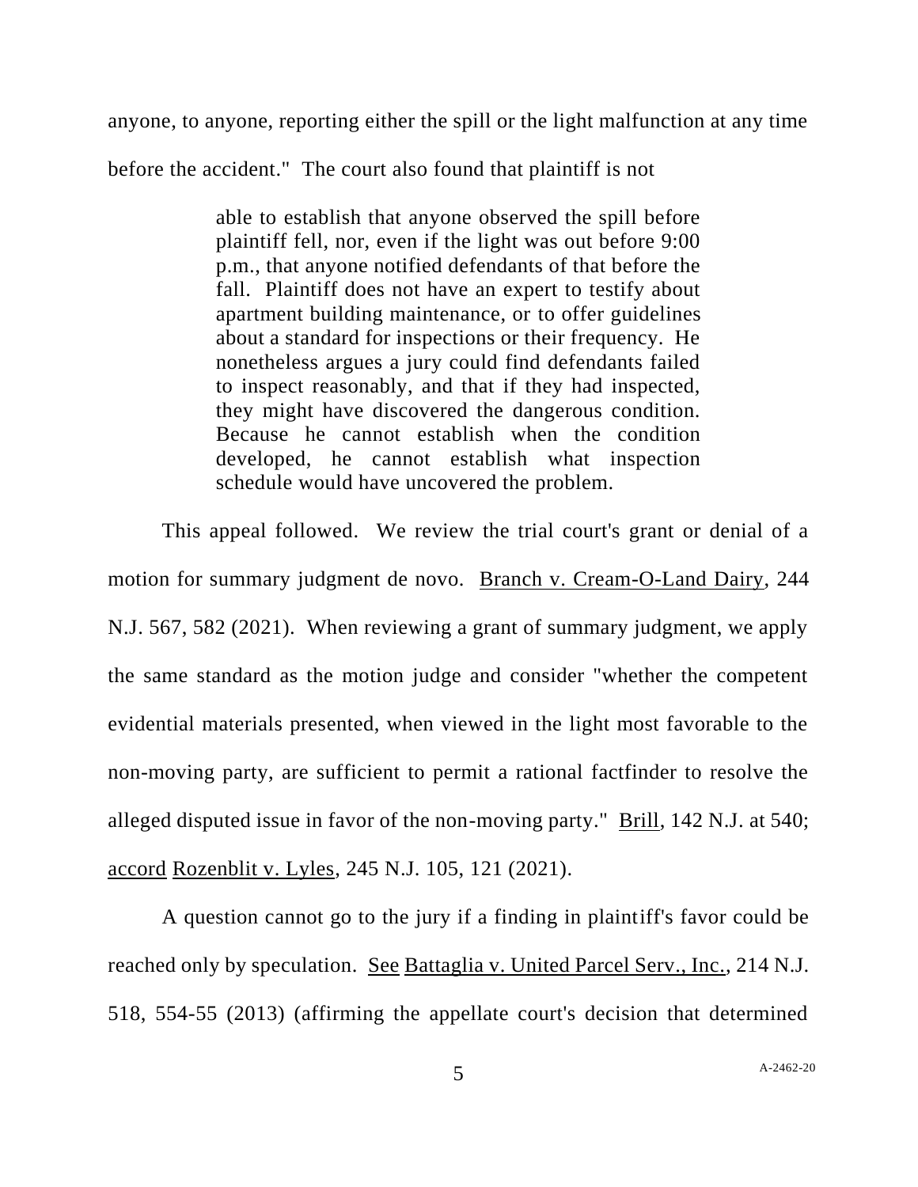anyone, to anyone, reporting either the spill or the light malfunction at any time before the accident." The court also found that plaintiff is not

> able to establish that anyone observed the spill before plaintiff fell, nor, even if the light was out before 9:00 p.m., that anyone notified defendants of that before the fall. Plaintiff does not have an expert to testify about apartment building maintenance, or to offer guidelines about a standard for inspections or their frequency. He nonetheless argues a jury could find defendants failed to inspect reasonably, and that if they had inspected, they might have discovered the dangerous condition. Because he cannot establish when the condition developed, he cannot establish what inspection schedule would have uncovered the problem.

This appeal followed. We review the trial court's grant or denial of a motion for summary judgment de novo. Branch v. Cream-O-Land Dairy, 244 N.J. 567, 582 (2021). When reviewing a grant of summary judgment, we apply the same standard as the motion judge and consider "whether the competent evidential materials presented, when viewed in the light most favorable to the non-moving party, are sufficient to permit a rational factfinder to resolve the alleged disputed issue in favor of the non-moving party." Brill, 142 N.J. at 540; accord Rozenblit v. Lyles, 245 N.J. 105, 121 (2021).

A question cannot go to the jury if a finding in plaintiff's favor could be reached only by speculation. See Battaglia v. United Parcel Serv., Inc., 214 N.J. 518, 554-55 (2013) (affirming the appellate court's decision that determined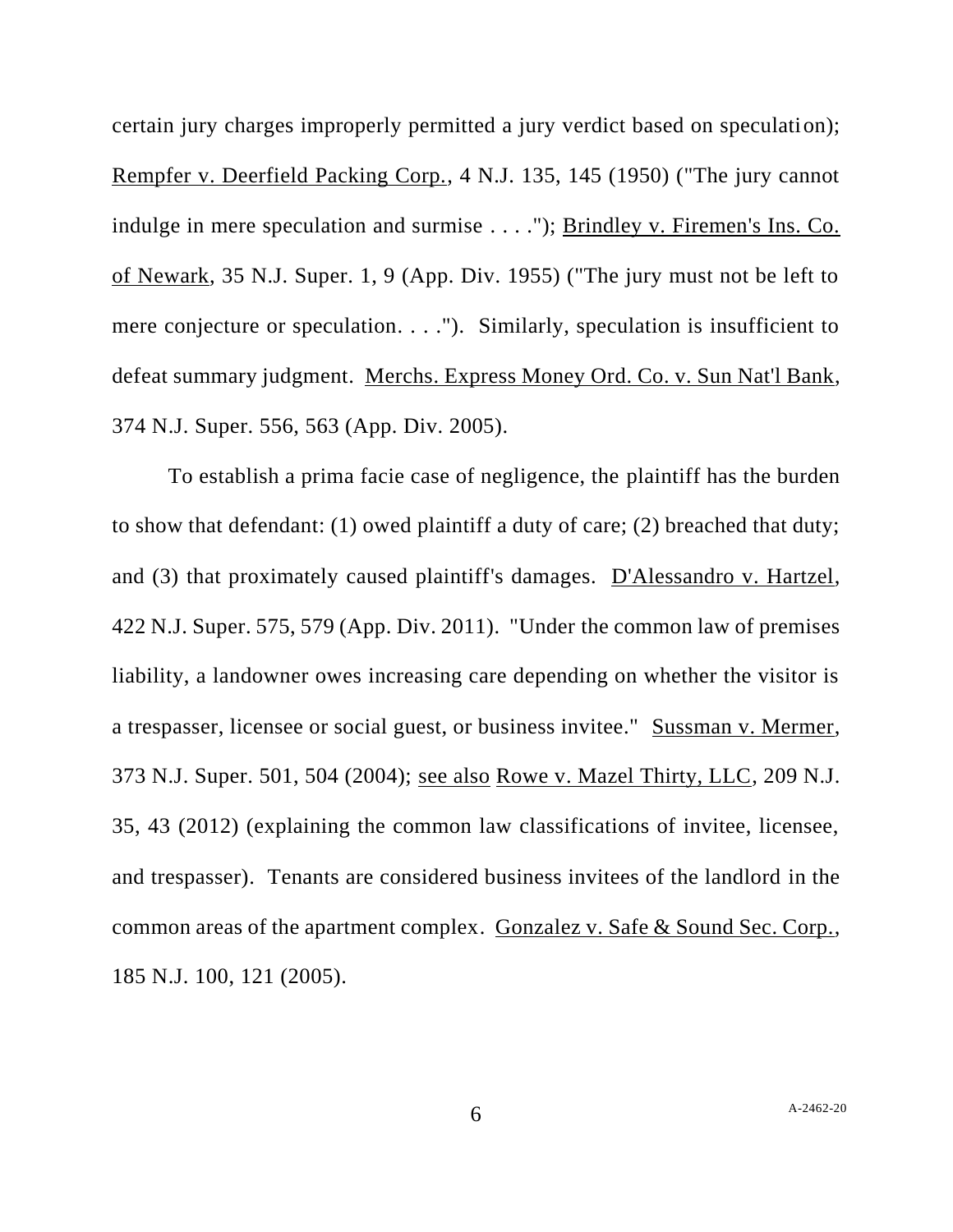certain jury charges improperly permitted a jury verdict based on speculation); Rempfer v. Deerfield Packing Corp., 4 N.J. 135, 145 (1950) ("The jury cannot indulge in mere speculation and surmise . . . ."); Brindley v. Firemen's Ins. Co. of Newark, 35 N.J. Super. 1, 9 (App. Div. 1955) ("The jury must not be left to mere conjecture or speculation. . . ."). Similarly, speculation is insufficient to defeat summary judgment. Merchs. Express Money Ord. Co. v. Sun Nat'l Bank, 374 N.J. Super. 556, 563 (App. Div. 2005).

To establish a prima facie case of negligence, the plaintiff has the burden to show that defendant: (1) owed plaintiff a duty of care; (2) breached that duty; and (3) that proximately caused plaintiff's damages. D'Alessandro v. Hartzel, 422 N.J. Super. 575, 579 (App. Div. 2011). "Under the common law of premises liability, a landowner owes increasing care depending on whether the visitor is a trespasser, licensee or social guest, or business invitee." Sussman v. Mermer, 373 N.J. Super. 501, 504 (2004); see also Rowe v. Mazel Thirty, LLC, 209 N.J. 35, 43 (2012) (explaining the common law classifications of invitee, licensee, and trespasser). Tenants are considered business invitees of the landlord in the common areas of the apartment complex. Gonzalez v. Safe & Sound Sec. Corp., 185 N.J. 100, 121 (2005).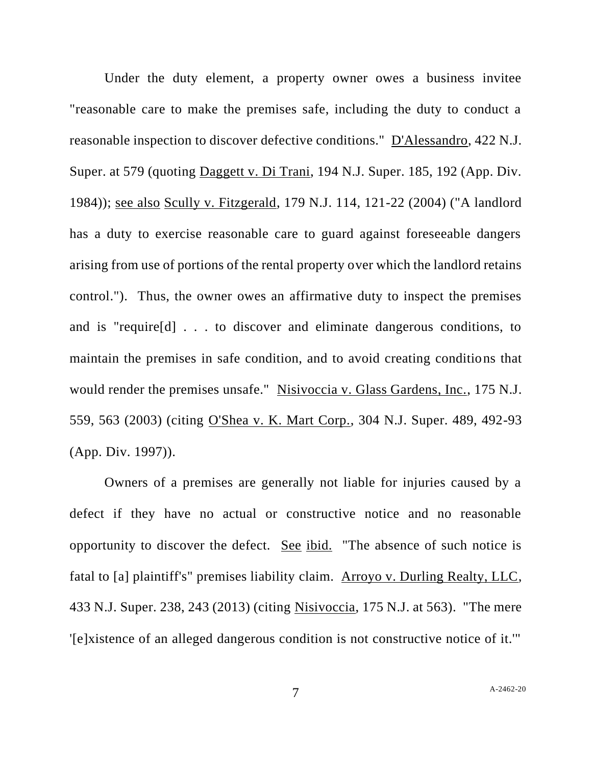Under the duty element, a property owner owes a business invitee "reasonable care to make the premises safe, including the duty to conduct a reasonable inspection to discover defective conditions." D'Alessandro, 422 N.J. Super. at 579 (quoting Daggett v. Di Trani, 194 N.J. Super. 185, 192 (App. Div. 1984)); see also Scully v. Fitzgerald, 179 N.J. 114, 121-22 (2004) ("A landlord has a duty to exercise reasonable care to guard against foreseeable dangers arising from use of portions of the rental property over which the landlord retains control."). Thus, the owner owes an affirmative duty to inspect the premises and is "require[d] . . . to discover and eliminate dangerous conditions, to maintain the premises in safe condition, and to avoid creating conditions that would render the premises unsafe." Nisivoccia v. Glass Gardens, Inc., 175 N.J. 559, 563 (2003) (citing O'Shea v. K. Mart Corp., 304 N.J. Super. 489, 492-93 (App. Div. 1997)).

Owners of a premises are generally not liable for injuries caused by a defect if they have no actual or constructive notice and no reasonable opportunity to discover the defect. See ibid. "The absence of such notice is fatal to [a] plaintiff's" premises liability claim. Arroyo v. Durling Realty, LLC, 433 N.J. Super. 238, 243 (2013) (citing Nisivoccia, 175 N.J. at 563). "The mere '[e]xistence of an alleged dangerous condition is not constructive notice of it.'"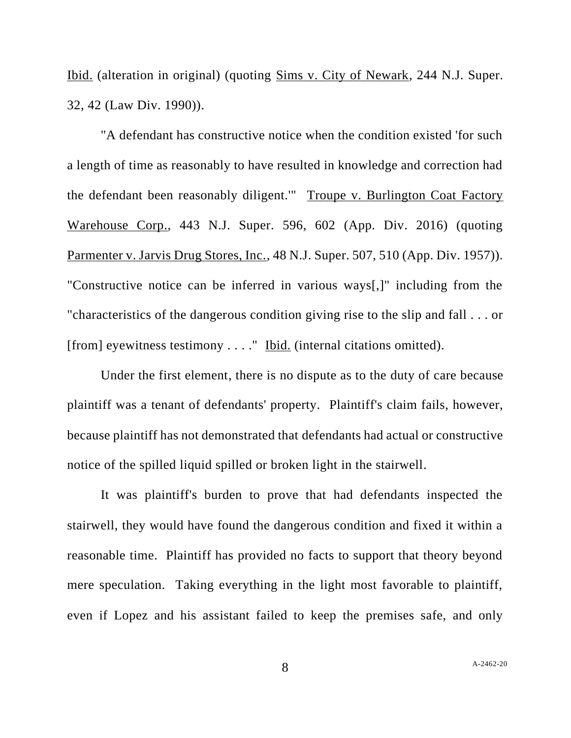Ibid. (alteration in original) (quoting Sims v. City of Newark, 244 N.J. Super. 32, 42 (Law Div. 1990)).

"A defendant has constructive notice when the condition existed 'for such a length of time as reasonably to have resulted in knowledge and correction had the defendant been reasonably diligent.'" Troupe v. Burlington Coat Factory Warehouse Corp., 443 N.J. Super. 596, 602 (App. Div. 2016) (quoting Parmenter v. Jarvis Drug Stores, Inc., 48 N.J. Super. 507, 510 (App. Div. 1957)). "Constructive notice can be inferred in various ways[,]" including from the "characteristics of the dangerous condition giving rise to the slip and fall . . . or [from] eyewitness testimony . . . ." Ibid. (internal citations omitted).

Under the first element, there is no dispute as to the duty of care because plaintiff was a tenant of defendants' property. Plaintiff's claim fails, however, because plaintiff has not demonstrated that defendants had actual or constructive notice of the spilled liquid spilled or broken light in the stairwell.

It was plaintiff's burden to prove that had defendants inspected the stairwell, they would have found the dangerous condition and fixed it within a reasonable time. Plaintiff has provided no facts to support that theory beyond mere speculation. Taking everything in the light most favorable to plaintiff, even if Lopez and his assistant failed to keep the premises safe, and only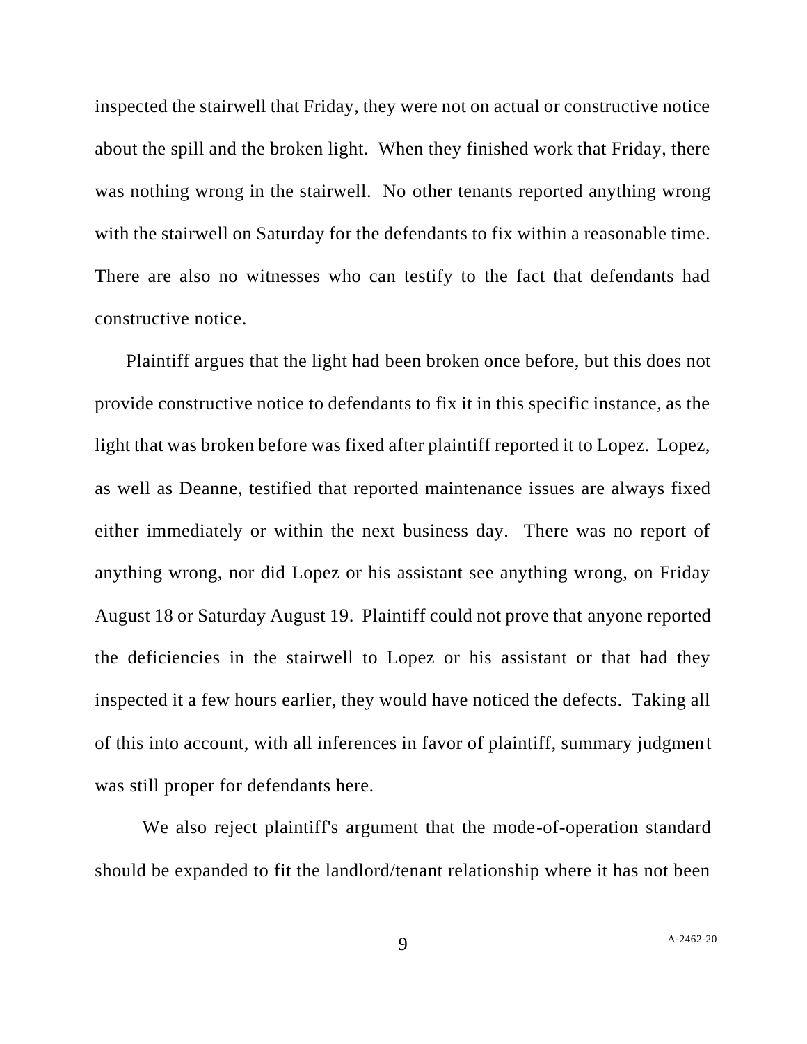inspected the stairwell that Friday, they were not on actual or constructive notice about the spill and the broken light. When they finished work that Friday, there was nothing wrong in the stairwell. No other tenants reported anything wrong with the stairwell on Saturday for the defendants to fix within a reasonable time. There are also no witnesses who can testify to the fact that defendants had constructive notice.

Plaintiff argues that the light had been broken once before, but this does not provide constructive notice to defendants to fix it in this specific instance, as the light that was broken before was fixed after plaintiff reported it to Lopez. Lopez, as well as Deanne, testified that reported maintenance issues are always fixed either immediately or within the next business day. There was no report of anything wrong, nor did Lopez or his assistant see anything wrong, on Friday August 18 or Saturday August 19. Plaintiff could not prove that anyone reported the deficiencies in the stairwell to Lopez or his assistant or that had they inspected it a few hours earlier, they would have noticed the defects. Taking all of this into account, with all inferences in favor of plaintiff, summary judgment was still proper for defendants here.

We also reject plaintiff's argument that the mode-of-operation standard should be expanded to fit the landlord/tenant relationship where it has not been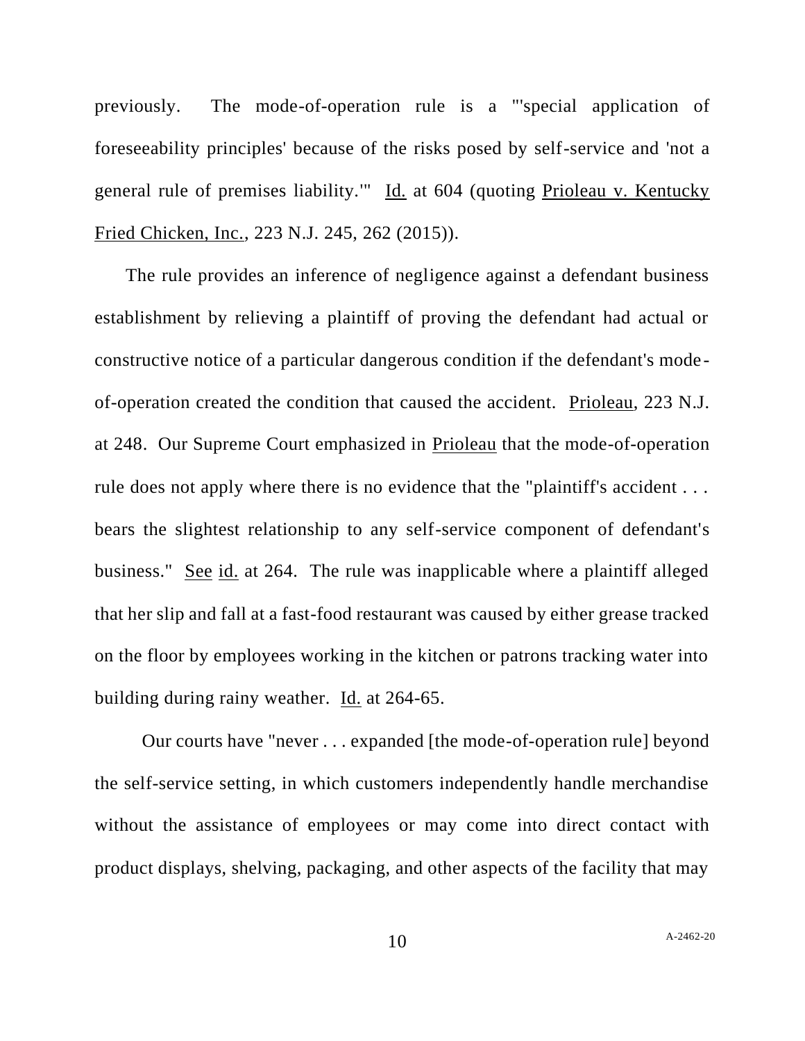previously. The mode-of-operation rule is a "'special application of foreseeability principles' because of the risks posed by self-service and 'not a general rule of premises liability.'" Id. at 604 (quoting Prioleau v. Kentucky Fried Chicken, Inc., 223 N.J. 245, 262 (2015)).

The rule provides an inference of negligence against a defendant business establishment by relieving a plaintiff of proving the defendant had actual or constructive notice of a particular dangerous condition if the defendant's mode-of-operation created the condition that caused the accident. Prioleau, 223 N.J. at 248. Our Supreme Court emphasized in Prioleau that the mode-of-operation rule does not apply where there is no evidence that the "plaintiff's accident . . . bears the slightest relationship to any self-service component of defendant's business." See id. at 264. The rule was inapplicable where a plaintiff alleged that her slip and fall at a fast-food restaurant was caused by either grease tracked on the floor by employees working in the kitchen or patrons tracking water into building during rainy weather. Id. at 264-65.

Our courts have "never . . . expanded [the mode-of-operation rule] beyond the self-service setting, in which customers independently handle merchandise without the assistance of employees or may come into direct contact with product displays, shelving, packaging, and other aspects of the facility that may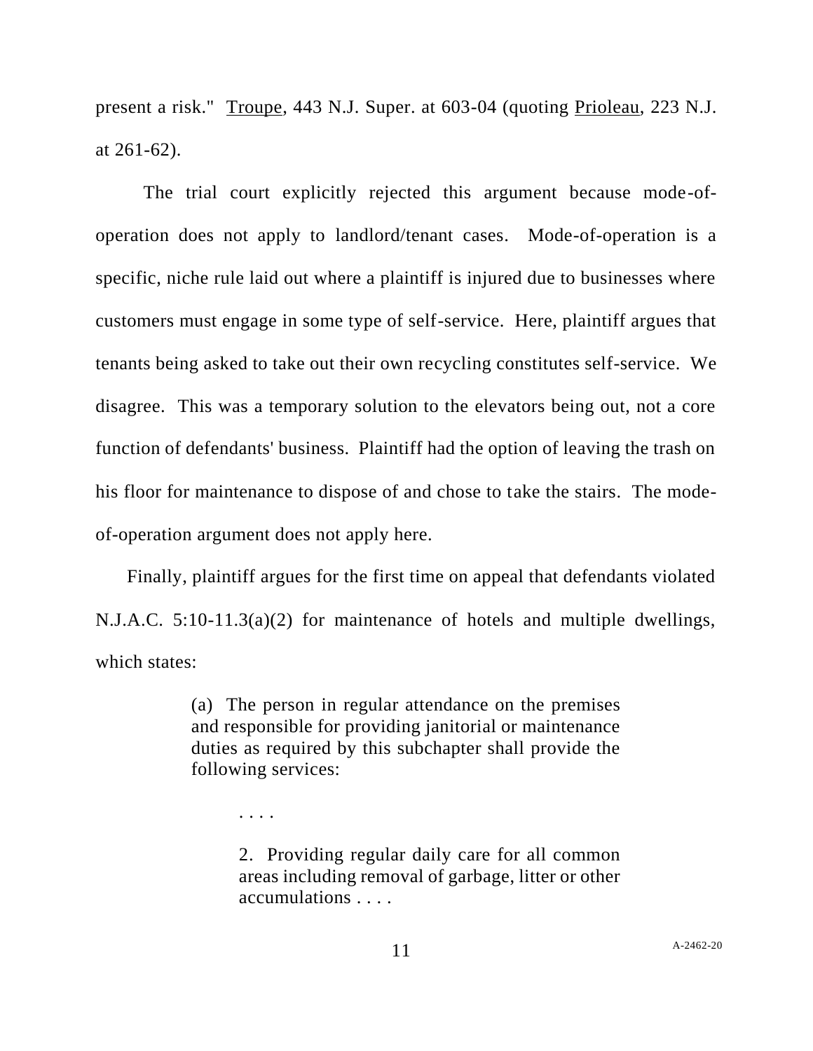present a risk." Troupe, 443 N.J. Super. at 603-04 (quoting Prioleau, 223 N.J. at 261-62).

The trial court explicitly rejected this argument because mode-of-operation does not apply to landlord/tenant cases. Mode-of-operation is a specific, niche rule laid out where a plaintiff is injured due to businesses where customers must engage in some type of self-service. Here, plaintiff argues that tenants being asked to take out their own recycling constitutes self-service. We disagree. This was a temporary solution to the elevators being out, not a core function of defendants' business. Plaintiff had the option of leaving the trash on his floor for maintenance to dispose of and chose to take the stairs. The mode-of-operation argument does not apply here.

Finally, plaintiff argues for the first time on appeal that defendants violated N.J.A.C. 5:10-11.3(a)(2) for maintenance of hotels and multiple dwellings, which states:

> (a) The person in regular attendance on the premises and responsible for providing janitorial or maintenance duties as required by this subchapter shall provide the following services:
>
> . . . .
>
> 2. Providing regular daily care for all common areas including removal of garbage, litter or other accumulations . . . .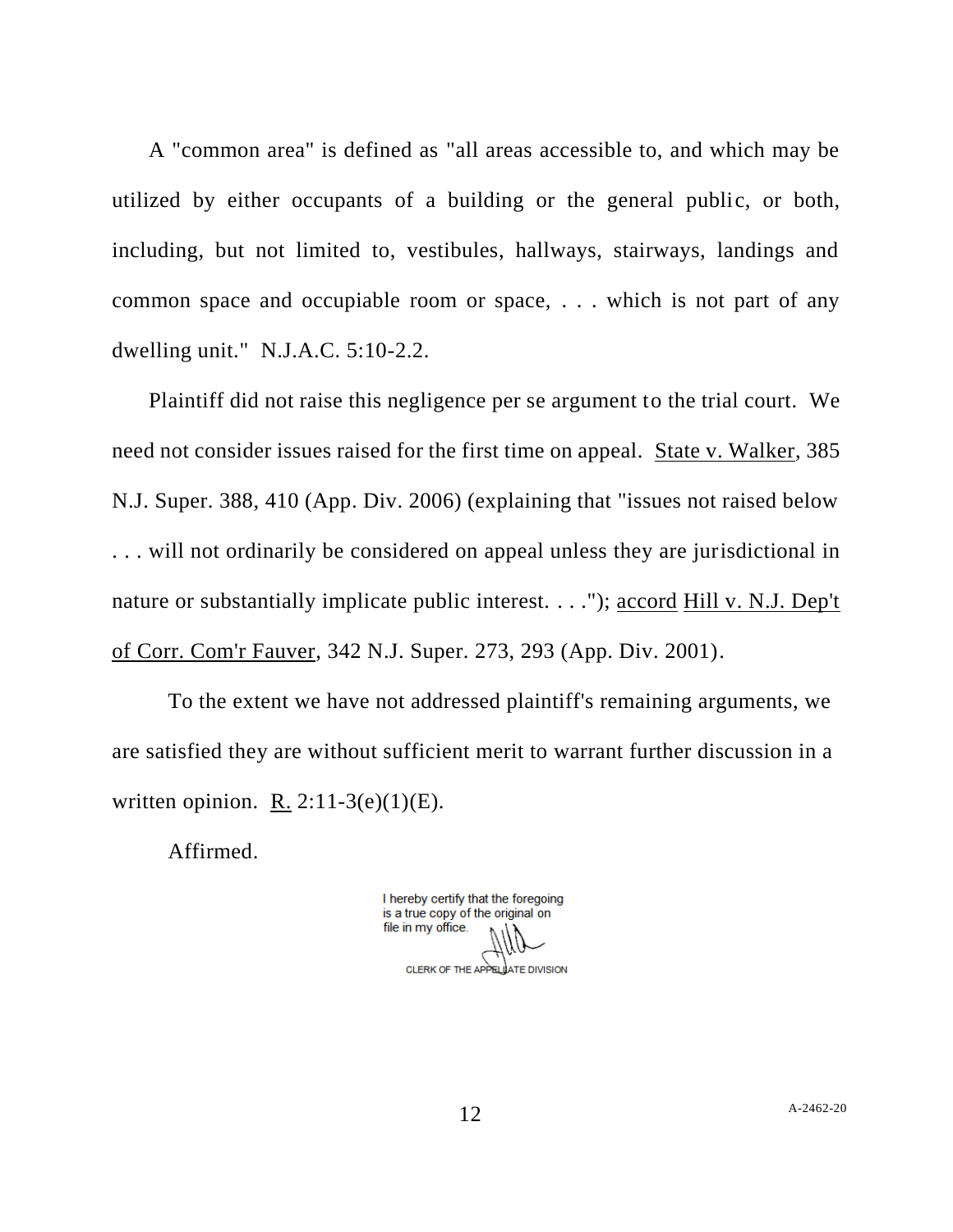A "common area" is defined as "all areas accessible to, and which may be utilized by either occupants of a building or the general public, or both, including, but not limited to, vestibules, hallways, stairways, landings and common space and occupiable room or space, . . . which is not part of any dwelling unit." N.J.A.C. 5:10-2.2.

Plaintiff did not raise this negligence per se argument to the trial court. We need not consider issues raised for the first time on appeal. State v. Walker, 385 N.J. Super. 388, 410 (App. Div. 2006) (explaining that "issues not raised below . . . will not ordinarily be considered on appeal unless they are jurisdictional in nature or substantially implicate public interest. . . ."); accord Hill v. N.J. Dep't of Corr. Com'r Fauver, 342 N.J. Super. 273, 293 (App. Div. 2001).

To the extent we have not addressed plaintiff's remaining arguments, we are satisfied they are without sufficient merit to warrant further discussion in a written opinion. R. 2:11-3(e)(1)(E).

Affirmed.

I hereby certify that the foregoing is a true copy of the original on file in my office.

CLERK OF THE APPELLATE DIVISION